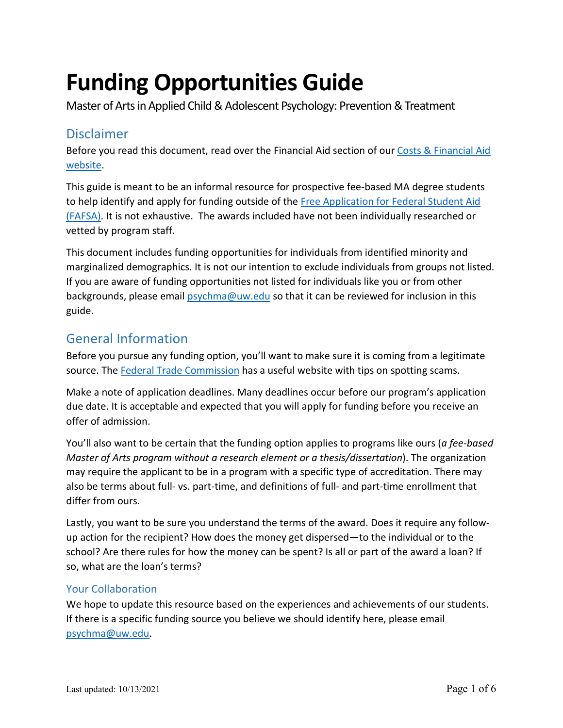# Funding Opportunities Guide

Master of Arts in Applied Child & Adolescent Psychology: Prevention & Treatment

## Disclaimer

Before you read this document, read over the Financial Aid section of our Costs & Financial Aid website.

This guide is meant to be an informal resource for prospective fee-based MA degree students to help identify and apply for funding outside of the Free Application for Federal Student Aid (FAFSA). It is not exhaustive. The awards included have not been individually researched or vetted by program staff.

This document includes funding opportunities for individuals from identified minority and marginalized demographics. It is not our intention to exclude individuals from groups not listed. If you are aware of funding opportunities not listed for individuals like you or from other backgrounds, please email psychma@uw.edu so that it can be reviewed for inclusion in this guide.

## General Information

Before you pursue any funding option, you'll want to make sure it is coming from a legitimate source. The Federal Trade Commission has a useful website with tips on spotting scams.

Make a note of application deadlines. Many deadlines occur before our program's application due date. It is acceptable and expected that you will apply for funding before you receive an offer of admission.

You'll also want to be certain that the funding option applies to programs like ours (*a fee-based Master of Arts program without a research element or a thesis/dissertation*). The organization may require the applicant to be in a program with a specific type of accreditation. There may also be terms about full- vs. part-time, and definitions of full- and part-time enrollment that differ from ours.

Lastly, you want to be sure you understand the terms of the award. Does it require any follow-up action for the recipient? How does the money get dispersed—to the individual or to the school? Are there rules for how the money can be spent? Is all or part of the award a loan? If so, what are the loan's terms?

### Your Collaboration

We hope to update this resource based on the experiences and achievements of our students. If there is a specific funding source you believe we should identify here, please email psychma@uw.edu.

Last updated: 10/13/2021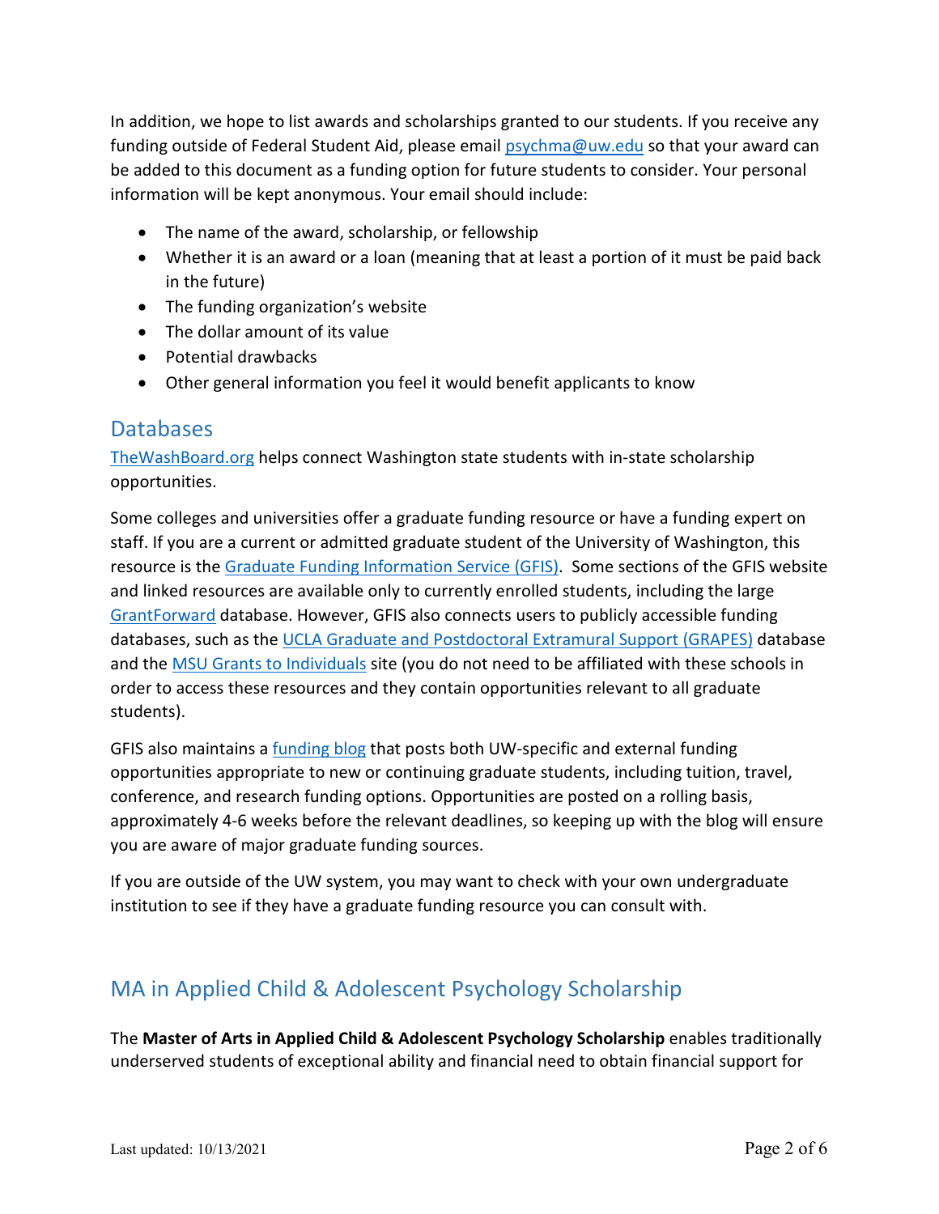In addition, we hope to list awards and scholarships granted to our students. If you receive any funding outside of Federal Student Aid, please email psychma@uw.edu so that your award can be added to this document as a funding option for future students to consider. Your personal information will be kept anonymous. Your email should include:

- The name of the award, scholarship, or fellowship
- Whether it is an award or a loan (meaning that at least a portion of it must be paid back in the future)
- The funding organization's website
- The dollar amount of its value
- Potential drawbacks
- Other general information you feel it would benefit applicants to know

## Databases

TheWashBoard.org helps connect Washington state students with in-state scholarship opportunities.

Some colleges and universities offer a graduate funding resource or have a funding expert on staff. If you are a current or admitted graduate student of the University of Washington, this resource is the Graduate Funding Information Service (GFIS). Some sections of the GFIS website and linked resources are available only to currently enrolled students, including the large GrantForward database. However, GFIS also connects users to publicly accessible funding databases, such as the UCLA Graduate and Postdoctoral Extramural Support (GRAPES) database and the MSU Grants to Individuals site (you do not need to be affiliated with these schools in order to access these resources and they contain opportunities relevant to all graduate students).

GFIS also maintains a funding blog that posts both UW-specific and external funding opportunities appropriate to new or continuing graduate students, including tuition, travel, conference, and research funding options. Opportunities are posted on a rolling basis, approximately 4-6 weeks before the relevant deadlines, so keeping up with the blog will ensure you are aware of major graduate funding sources.

If you are outside of the UW system, you may want to check with your own undergraduate institution to see if they have a graduate funding resource you can consult with.

## MA in Applied Child & Adolescent Psychology Scholarship

The **Master of Arts in Applied Child & Adolescent Psychology Scholarship** enables traditionally underserved students of exceptional ability and financial need to obtain financial support for

Last updated: 10/13/2021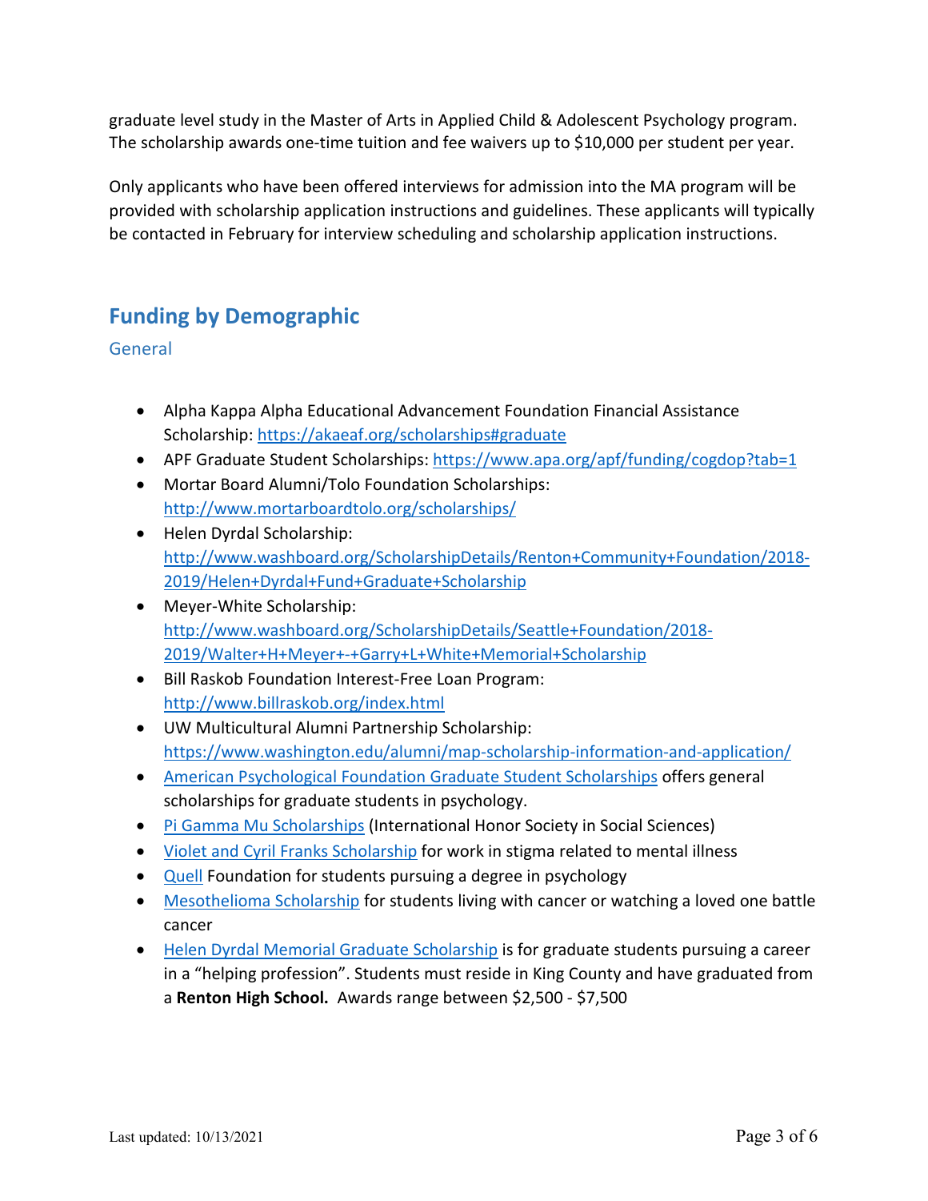graduate level study in the Master of Arts in Applied Child & Adolescent Psychology program. The scholarship awards one-time tuition and fee waivers up to $10,000 per student per year.

Only applicants who have been offered interviews for admission into the MA program will be provided with scholarship application instructions and guidelines. These applicants will typically be contacted in February for interview scheduling and scholarship application instructions.

## Funding by Demographic

### General

- Alpha Kappa Alpha Educational Advancement Foundation Financial Assistance Scholarship: https://akaeaf.org/scholarships#graduate
- APF Graduate Student Scholarships: https://www.apa.org/apf/funding/cogdop?tab=1
- Mortar Board Alumni/Tolo Foundation Scholarships: http://www.mortarboardtolo.org/scholarships/
- Helen Dyrdal Scholarship: http://www.washboard.org/ScholarshipDetails/Renton+Community+Foundation/2018-2019/Helen+Dyrdal+Fund+Graduate+Scholarship
- Meyer-White Scholarship: http://www.washboard.org/ScholarshipDetails/Seattle+Foundation/2018-2019/Walter+H+Meyer+-+Garry+L+White+Memorial+Scholarship
- Bill Raskob Foundation Interest-Free Loan Program: http://www.billraskob.org/index.html
- UW Multicultural Alumni Partnership Scholarship: https://www.washington.edu/alumni/map-scholarship-information-and-application/
- American Psychological Foundation Graduate Student Scholarships offers general scholarships for graduate students in psychology.
- Pi Gamma Mu Scholarships (International Honor Society in Social Sciences)
- Violet and Cyril Franks Scholarship for work in stigma related to mental illness
- Quell Foundation for students pursuing a degree in psychology
- Mesothelioma Scholarship for students living with cancer or watching a loved one battle cancer
- Helen Dyrdal Memorial Graduate Scholarship is for graduate students pursuing a career in a "helping profession". Students must reside in King County and have graduated from a **Renton High School.** Awards range between $2,500 - $7,500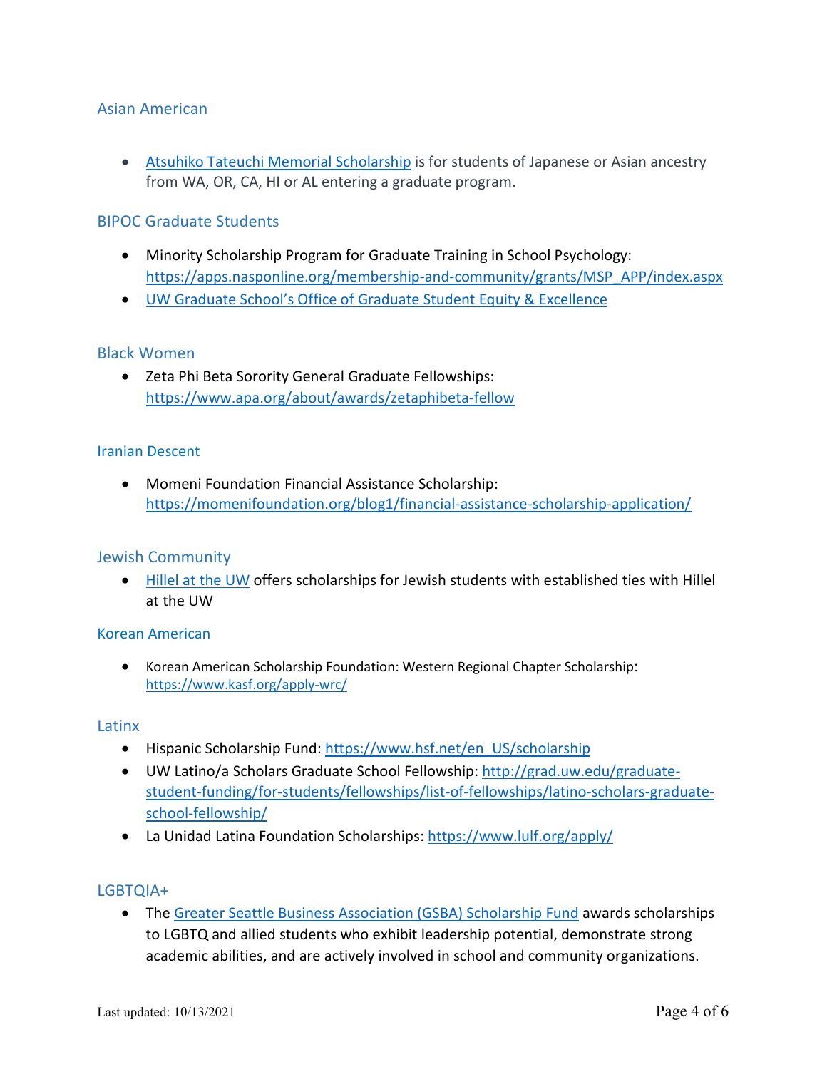## Asian American

- Atsuhiko Tateuchi Memorial Scholarship is for students of Japanese or Asian ancestry from WA, OR, CA, HI or AL entering a graduate program.

## BIPOC Graduate Students

- Minority Scholarship Program for Graduate Training in School Psychology: https://apps.nasponline.org/membership-and-community/grants/MSP_APP/index.aspx
- UW Graduate School's Office of Graduate Student Equity & Excellence

## Black Women

- Zeta Phi Beta Sorority General Graduate Fellowships: https://www.apa.org/about/awards/zetaphibeta-fellow

## Iranian Descent

- Momeni Foundation Financial Assistance Scholarship: https://momenifoundation.org/blog1/financial-assistance-scholarship-application/

## Jewish Community

- Hillel at the UW offers scholarships for Jewish students with established ties with Hillel at the UW

## Korean American

- Korean American Scholarship Foundation: Western Regional Chapter Scholarship: https://www.kasf.org/apply-wrc/

## Latinx

- Hispanic Scholarship Fund: https://www.hsf.net/en_US/scholarship
- UW Latino/a Scholars Graduate School Fellowship: http://grad.uw.edu/graduate-student-funding/for-students/fellowships/list-of-fellowships/latino-scholars-graduate-school-fellowship/
- La Unidad Latina Foundation Scholarships: https://www.lulf.org/apply/

## LGBTQIA+

- The Greater Seattle Business Association (GSBA) Scholarship Fund awards scholarships to LGBTQ and allied students who exhibit leadership potential, demonstrate strong academic abilities, and are actively involved in school and community organizations.

Last updated: 10/13/2021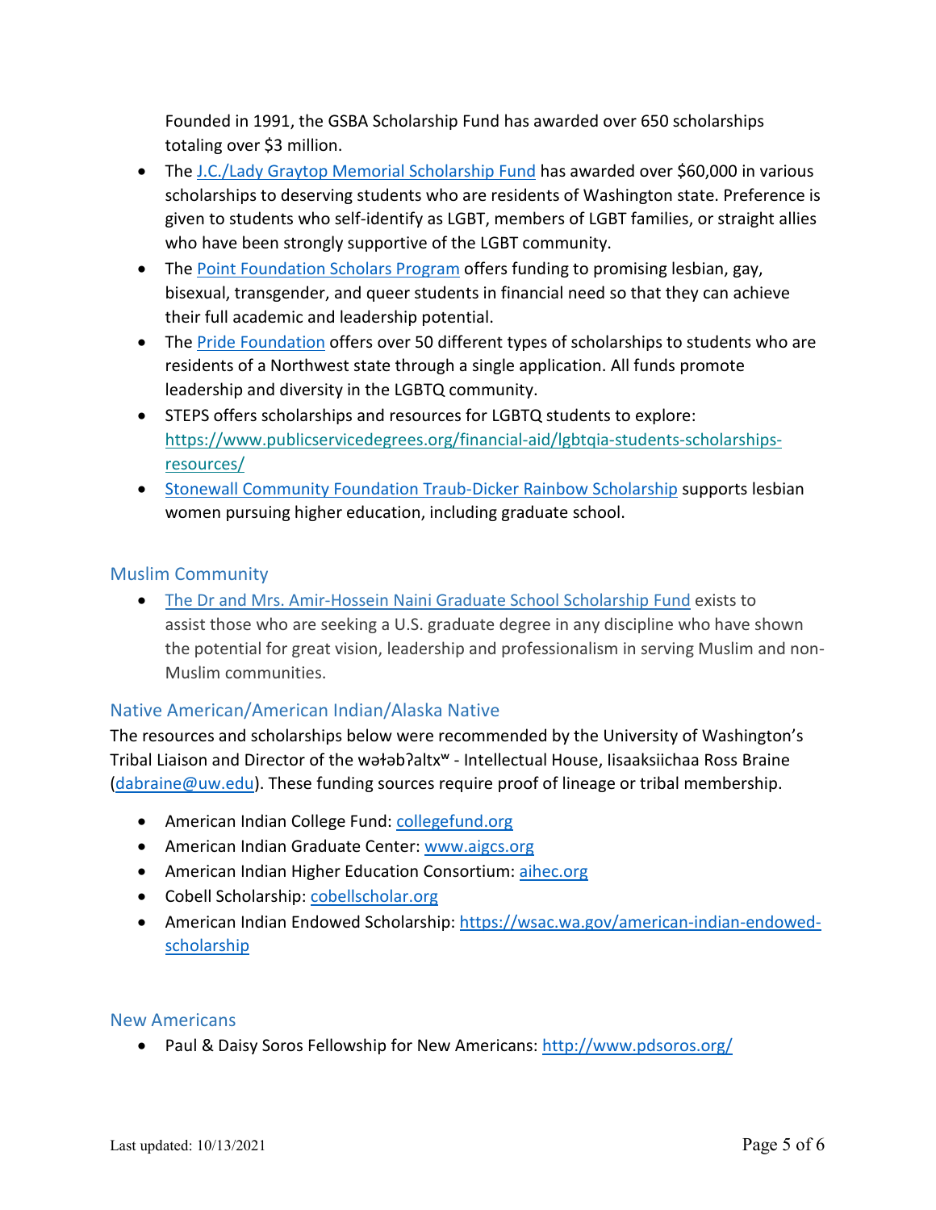Founded in 1991, the GSBA Scholarship Fund has awarded over 650 scholarships totaling over $3 million.

- The [J.C./Lady Graytop Memorial Scholarship Fund]() has awarded over $60,000 in various scholarships to deserving students who are residents of Washington state. Preference is given to students who self-identify as LGBT, members of LGBT families, or straight allies who have been strongly supportive of the LGBT community.
- The [Point Foundation Scholars Program]() offers funding to promising lesbian, gay, bisexual, transgender, and queer students in financial need so that they can achieve their full academic and leadership potential.
- The [Pride Foundation]() offers over 50 different types of scholarships to students who are residents of a Northwest state through a single application. All funds promote leadership and diversity in the LGBTQ community.
- STEPS offers scholarships and resources for LGBTQ students to explore: https://www.publicservicedegrees.org/financial-aid/lgbtqia-students-scholarships-resources/
- [Stonewall Community Foundation Traub-Dicker Rainbow Scholarship]() supports lesbian women pursuing higher education, including graduate school.

## Muslim Community

- [The Dr and Mrs. Amir-Hossein Naini Graduate School Scholarship Fund]() exists to assist those who are seeking a U.S. graduate degree in any discipline who have shown the potential for great vision, leadership and professionalism in serving Muslim and non-Muslim communities.

## Native American/American Indian/Alaska Native

The resources and scholarships below were recommended by the University of Washington's Tribal Liaison and Director of the wəɬəbʔaltxʷ - Intellectual House, Iisaaksiichaa Ross Braine (dabraine@uw.edu). These funding sources require proof of lineage or tribal membership.

- American Indian College Fund: collegefund.org
- American Indian Graduate Center: www.aigcs.org
- American Indian Higher Education Consortium: aihec.org
- Cobell Scholarship: cobellscholar.org
- American Indian Endowed Scholarship: https://wsac.wa.gov/american-indian-endowed-scholarship

## New Americans

- Paul & Daisy Soros Fellowship for New Americans: http://www.pdsoros.org/

Last updated: 10/13/2021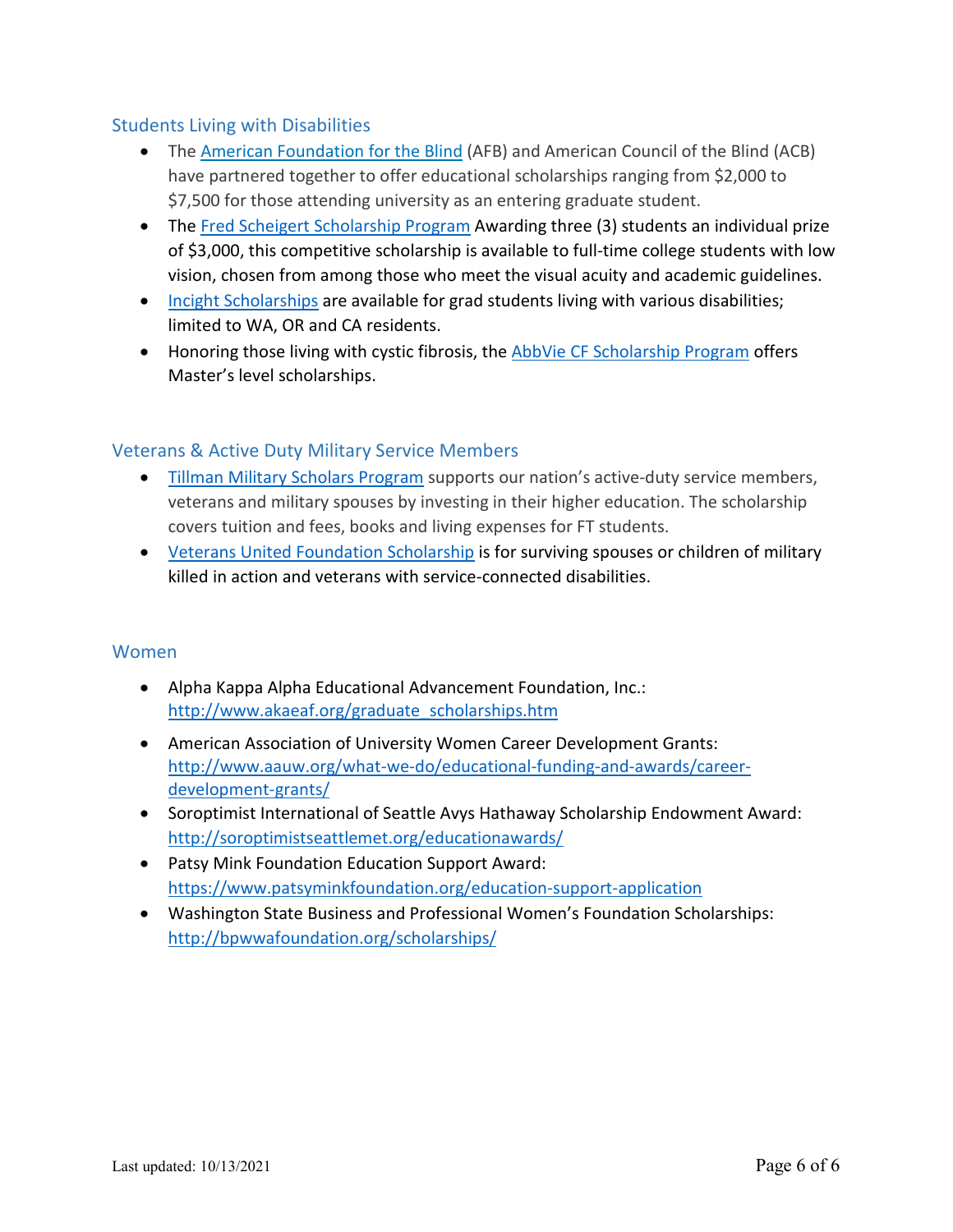## Students Living with Disabilities

- The American Foundation for the Blind (AFB) and American Council of the Blind (ACB) have partnered together to offer educational scholarships ranging from $2,000 to $7,500 for those attending university as an entering graduate student.
- The Fred Scheigert Scholarship Program Awarding three (3) students an individual prize of $3,000, this competitive scholarship is available to full-time college students with low vision, chosen from among those who meet the visual acuity and academic guidelines.
- Incight Scholarships are available for grad students living with various disabilities; limited to WA, OR and CA residents.
- Honoring those living with cystic fibrosis, the AbbVie CF Scholarship Program offers Master's level scholarships.

## Veterans & Active Duty Military Service Members

- Tillman Military Scholars Program supports our nation's active-duty service members, veterans and military spouses by investing in their higher education. The scholarship covers tuition and fees, books and living expenses for FT students.
- Veterans United Foundation Scholarship is for surviving spouses or children of military killed in action and veterans with service-connected disabilities.

## Women

- Alpha Kappa Alpha Educational Advancement Foundation, Inc.: http://www.akaeaf.org/graduate_scholarships.htm
- American Association of University Women Career Development Grants: http://www.aauw.org/what-we-do/educational-funding-and-awards/career-development-grants/
- Soroptimist International of Seattle Avys Hathaway Scholarship Endowment Award: http://soroptimistseattlemet.org/educationawards/
- Patsy Mink Foundation Education Support Award: https://www.patsyminkfoundation.org/education-support-application
- Washington State Business and Professional Women's Foundation Scholarships: http://bpwwafoundation.org/scholarships/

Last updated: 10/13/2021